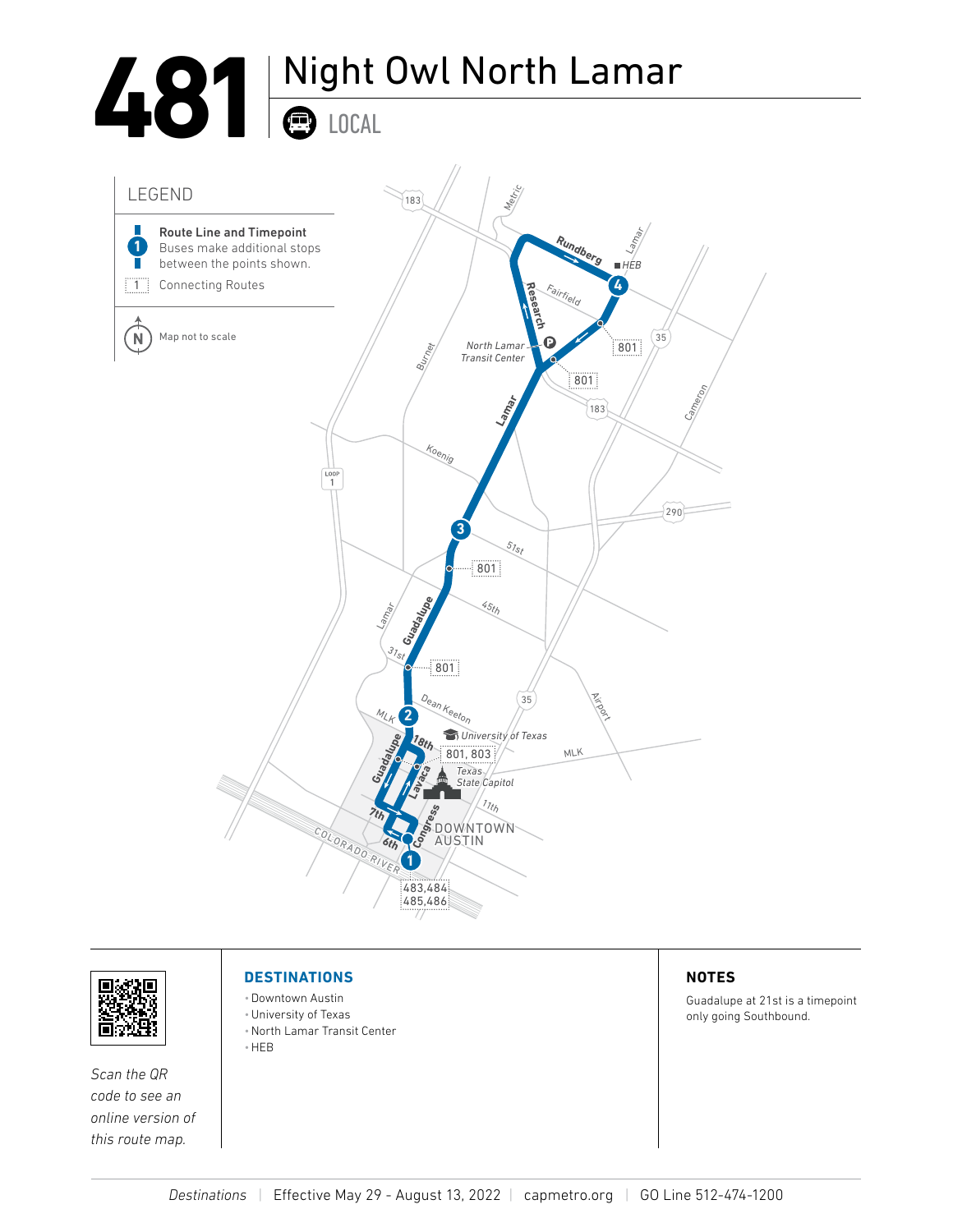# 481 Night Owl North Lamar

LOCAL

## LEGEND

- **Route Line and Timepoint** — Buses make additional stops between the points shown.
- Connecting Routes
- Map not to scale

## DESTINATIONS

- Downtown Austin
- University of Texas
- North Lamar Transit Center
- HEB

## NOTES

Guadalupe at 21st is a timepoint only going Southbound.

*Scan the QR code to see an online version of this route map.*

*Destinations* | Effective May 29 - August 13, 2022 | capmetro.org | GO Line 512-474-1200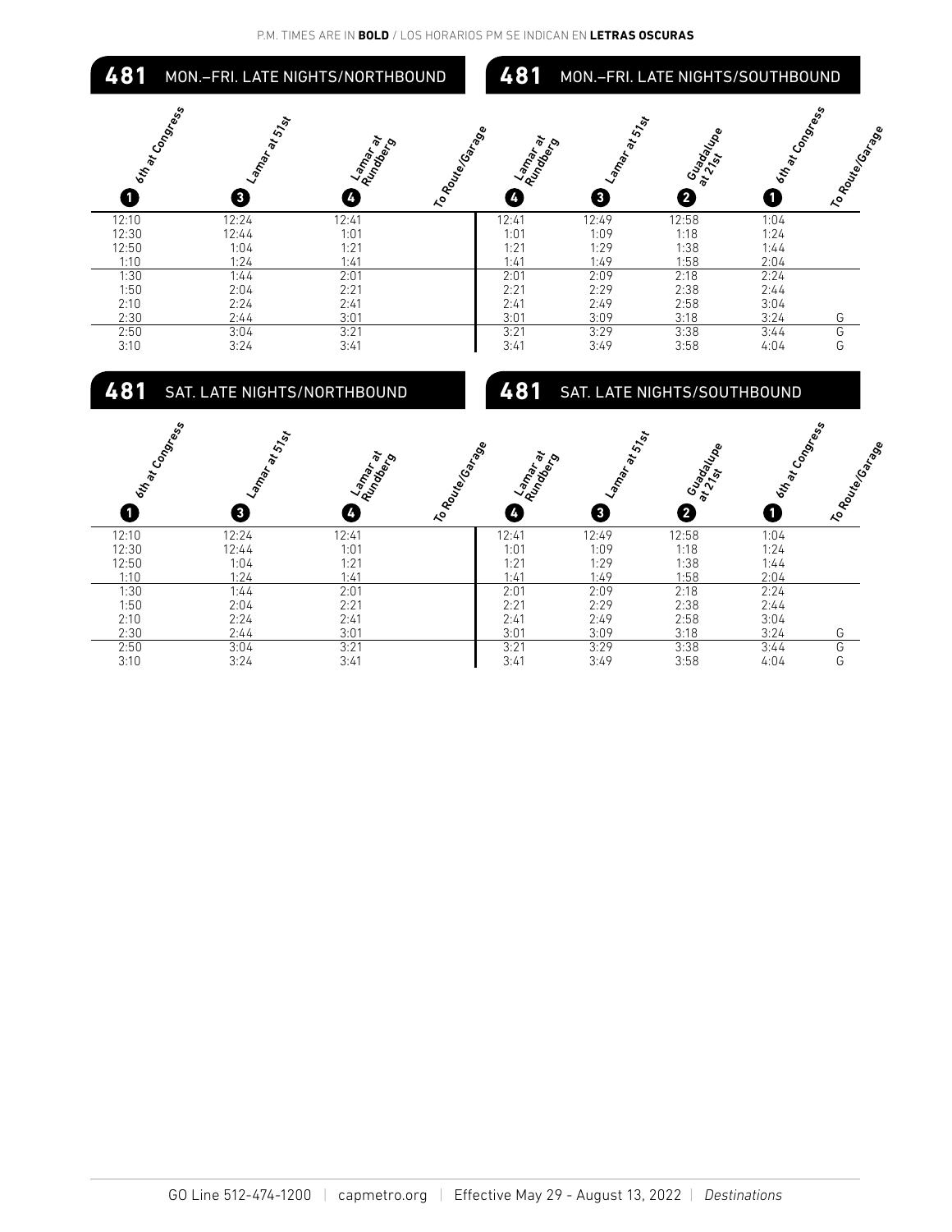P.M. TIMES ARE IN **BOLD** / LOS HORARIOS PM SE INDICAN EN **LETRAS OSCURAS**

## 481 MON.–FRI. LATE NIGHTS/NORTHBOUND

| 6th at Congress (1) | Lamar at 51st (3) | Lamar at Rundberg (4) | To Route/Garage |
|---|---|---|---|
| 12:10 | 12:24 | 12:41 | |
| 12:30 | 12:44 | 1:01 | |
| 12:50 | 1:04 | 1:21 | |
| 1:10 | 1:24 | 1:41 | |
| 1:30 | 1:44 | 2:01 | |
| 1:50 | 2:04 | 2:21 | |
| 2:10 | 2:24 | 2:41 | |
| 2:30 | 2:44 | 3:01 | |
| 2:50 | 3:04 | 3:21 | |
| 3:10 | 3:24 | 3:41 | |

## 481 MON.–FRI. LATE NIGHTS/SOUTHBOUND

| Lamar at Rundberg (4) | Lamar at 51st (3) | Guadalupe at 21st (2) | 6th at Congress (1) | To Route/Garage |
|---|---|---|---|---|
| 12:41 | 12:49 | 12:58 | 1:04 | |
| 1:01 | 1:09 | 1:18 | 1:24 | |
| 1:21 | 1:29 | 1:38 | 1:44 | |
| 1:41 | 1:49 | 1:58 | 2:04 | |
| 2:01 | 2:09 | 2:18 | 2:24 | |
| 2:21 | 2:29 | 2:38 | 2:44 | |
| 2:41 | 2:49 | 2:58 | 3:04 | |
| 3:01 | 3:09 | 3:18 | 3:24 | G |
| 3:21 | 3:29 | 3:38 | 3:44 | G |
| 3:41 | 3:49 | 3:58 | 4:04 | G |

## 481 SAT. LATE NIGHTS/NORTHBOUND

| 6th at Congress (1) | Lamar at 51st (3) | Lamar at Rundberg (4) | To Route/Garage |
|---|---|---|---|
| 12:10 | 12:24 | 12:41 | |
| 12:30 | 12:44 | 1:01 | |
| 12:50 | 1:04 | 1:21 | |
| 1:10 | 1:24 | 1:41 | |
| 1:30 | 1:44 | 2:01 | |
| 1:50 | 2:04 | 2:21 | |
| 2:10 | 2:24 | 2:41 | |
| 2:30 | 2:44 | 3:01 | |
| 2:50 | 3:04 | 3:21 | |
| 3:10 | 3:24 | 3:41 | |

## 481 SAT. LATE NIGHTS/SOUTHBOUND

| Lamar at Rundberg (4) | Lamar at 51st (3) | Guadalupe at 21st (2) | 6th at Congress (1) | To Route/Garage |
|---|---|---|---|---|
| 12:41 | 12:49 | 12:58 | 1:04 | |
| 1:01 | 1:09 | 1:18 | 1:24 | |
| 1:21 | 1:29 | 1:38 | 1:44 | |
| 1:41 | 1:49 | 1:58 | 2:04 | |
| 2:01 | 2:09 | 2:18 | 2:24 | |
| 2:21 | 2:29 | 2:38 | 2:44 | |
| 2:41 | 2:49 | 2:58 | 3:04 | |
| 3:01 | 3:09 | 3:18 | 3:24 | G |
| 3:21 | 3:29 | 3:38 | 3:44 | G |
| 3:41 | 3:49 | 3:58 | 4:04 | G |

GO Line 512-474-1200 | capmetro.org | Effective May 29 - August 13, 2022 | *Destinations*